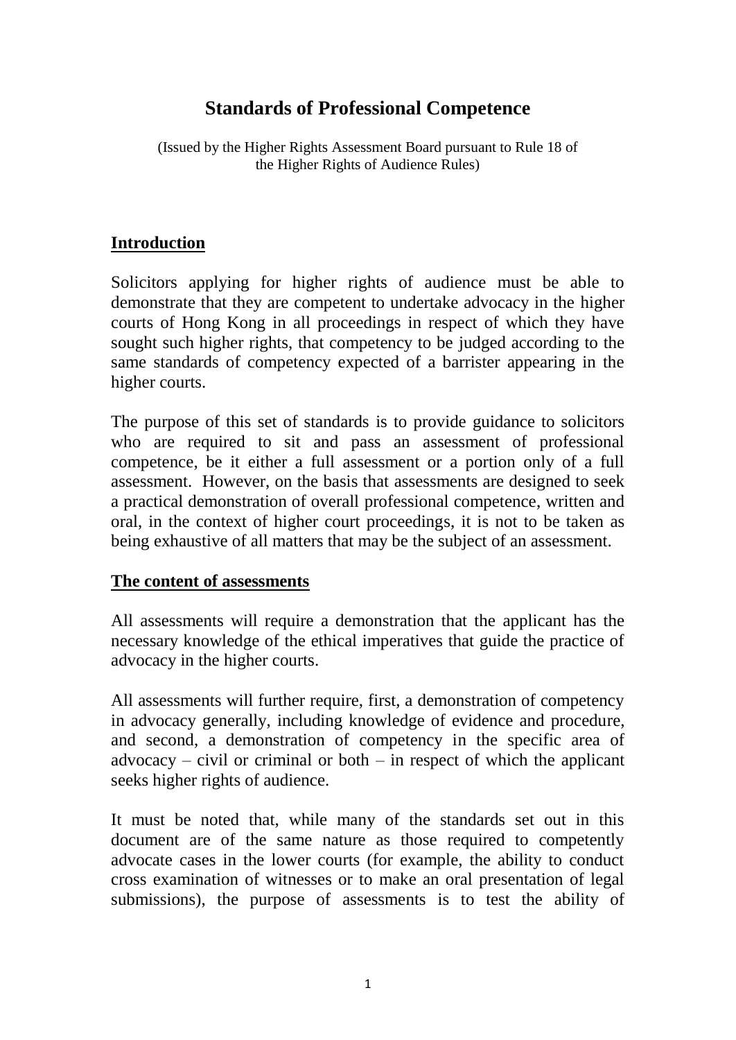# Standards of Professional Competence

(Issued by the Higher Rights Assessment Board pursuant to Rule 18 of the Higher Rights of Audience Rules)

## Introduction

Solicitors applying for higher rights of audience must be able to demonstrate that they are competent to undertake advocacy in the higher courts of Hong Kong in all proceedings in respect of which they have sought such higher rights, that competency to be judged according to the same standards of competency expected of a barrister appearing in the higher courts.

The purpose of this set of standards is to provide guidance to solicitors who are required to sit and pass an assessment of professional competence, be it either a full assessment or a portion only of a full assessment. However, on the basis that assessments are designed to seek a practical demonstration of overall professional competence, written and oral, in the context of higher court proceedings, it is not to be taken as being exhaustive of all matters that may be the subject of an assessment.

## The content of assessments

All assessments will require a demonstration that the applicant has the necessary knowledge of the ethical imperatives that guide the practice of advocacy in the higher courts.

All assessments will further require, first, a demonstration of competency in advocacy generally, including knowledge of evidence and procedure, and second, a demonstration of competency in the specific area of advocacy – civil or criminal or both – in respect of which the applicant seeks higher rights of audience.

It must be noted that, while many of the standards set out in this document are of the same nature as those required to competently advocate cases in the lower courts (for example, the ability to conduct cross examination of witnesses or to make an oral presentation of legal submissions), the purpose of assessments is to test the ability of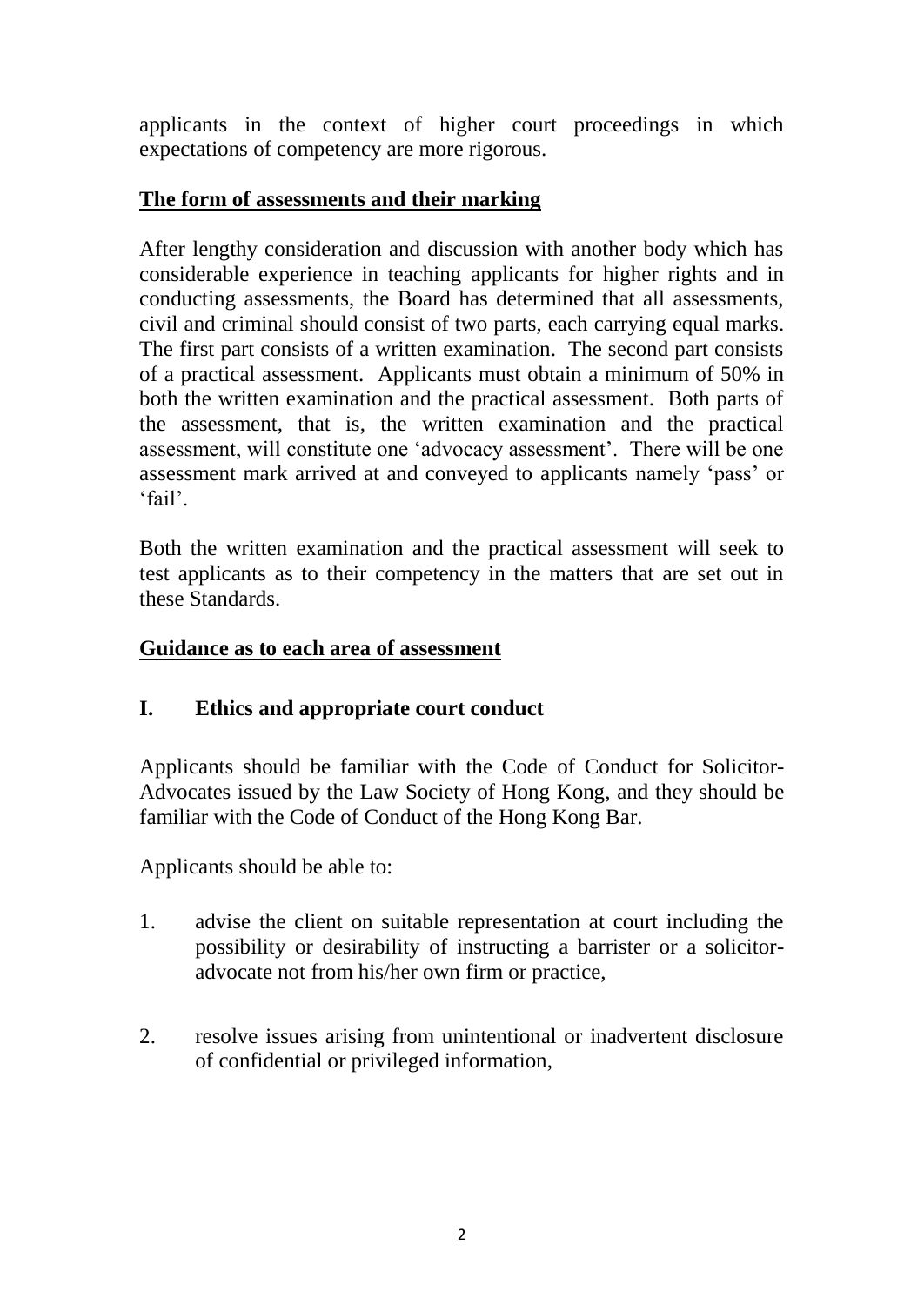applicants in the context of higher court proceedings in which expectations of competency are more rigorous.

## The form of assessments and their marking

After lengthy consideration and discussion with another body which has considerable experience in teaching applicants for higher rights and in conducting assessments, the Board has determined that all assessments, civil and criminal should consist of two parts, each carrying equal marks. The first part consists of a written examination. The second part consists of a practical assessment. Applicants must obtain a minimum of 50% in both the written examination and the practical assessment. Both parts of the assessment, that is, the written examination and the practical assessment, will constitute one 'advocacy assessment'. There will be one assessment mark arrived at and conveyed to applicants namely 'pass' or 'fail'.

Both the written examination and the practical assessment will seek to test applicants as to their competency in the matters that are set out in these Standards.

## Guidance as to each area of assessment

### I. Ethics and appropriate court conduct

Applicants should be familiar with the Code of Conduct for Solicitor-Advocates issued by the Law Society of Hong Kong, and they should be familiar with the Code of Conduct of the Hong Kong Bar.

Applicants should be able to:

1. advise the client on suitable representation at court including the possibility or desirability of instructing a barrister or a solicitor-advocate not from his/her own firm or practice,

2. resolve issues arising from unintentional or inadvertent disclosure of confidential or privileged information,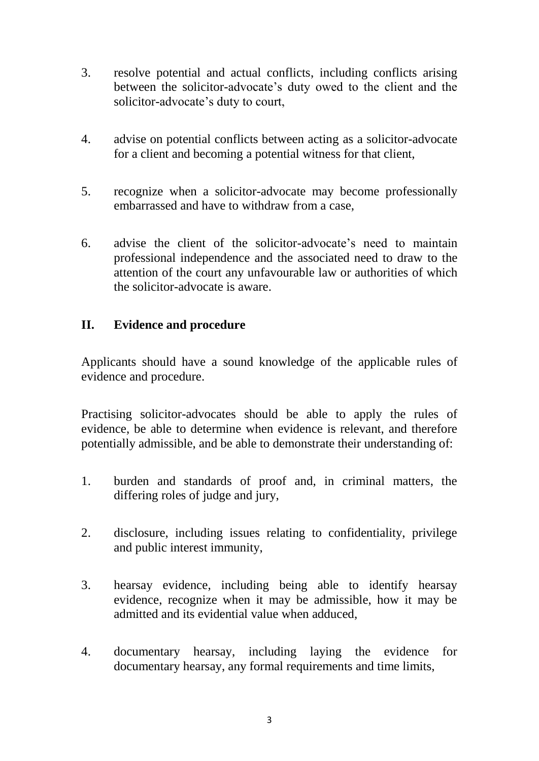3. resolve potential and actual conflicts, including conflicts arising between the solicitor-advocate's duty owed to the client and the solicitor-advocate's duty to court,

4. advise on potential conflicts between acting as a solicitor-advocate for a client and becoming a potential witness for that client,

5. recognize when a solicitor-advocate may become professionally embarrassed and have to withdraw from a case,

6. advise the client of the solicitor-advocate's need to maintain professional independence and the associated need to draw to the attention of the court any unfavourable law or authorities of which the solicitor-advocate is aware.

## II. Evidence and procedure

Applicants should have a sound knowledge of the applicable rules of evidence and procedure.

Practising solicitor-advocates should be able to apply the rules of evidence, be able to determine when evidence is relevant, and therefore potentially admissible, and be able to demonstrate their understanding of:

1. burden and standards of proof and, in criminal matters, the differing roles of judge and jury,

2. disclosure, including issues relating to confidentiality, privilege and public interest immunity,

3. hearsay evidence, including being able to identify hearsay evidence, recognize when it may be admissible, how it may be admitted and its evidential value when adduced,

4. documentary hearsay, including laying the evidence for documentary hearsay, any formal requirements and time limits,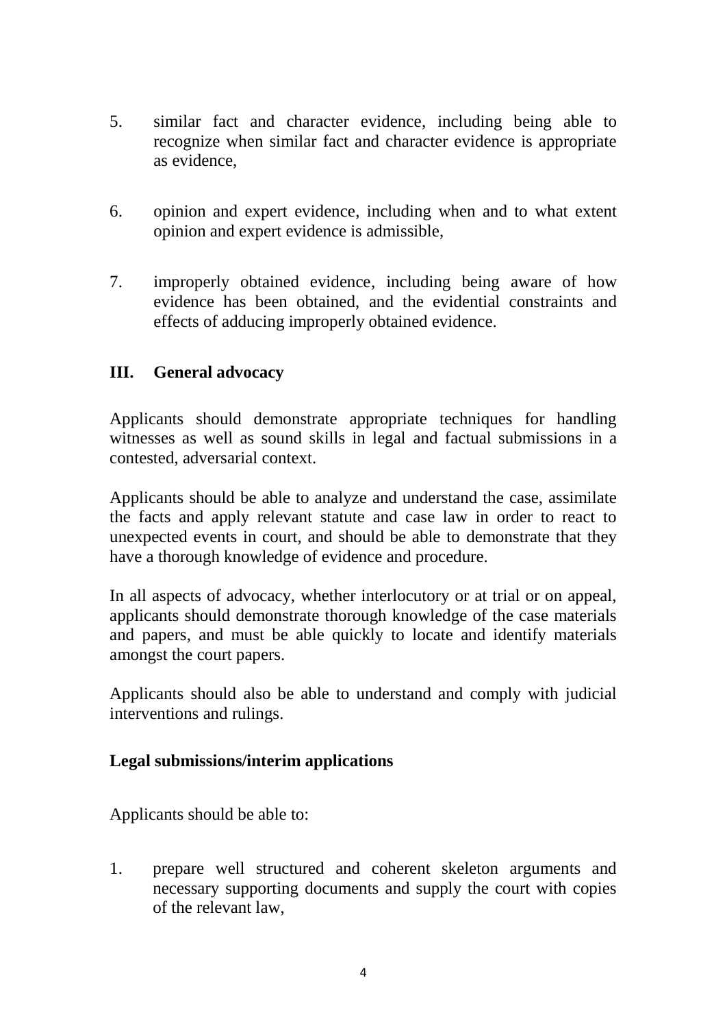5. similar fact and character evidence, including being able to recognize when similar fact and character evidence is appropriate as evidence,

6. opinion and expert evidence, including when and to what extent opinion and expert evidence is admissible,

7. improperly obtained evidence, including being aware of how evidence has been obtained, and the evidential constraints and effects of adducing improperly obtained evidence.

## III. General advocacy

Applicants should demonstrate appropriate techniques for handling witnesses as well as sound skills in legal and factual submissions in a contested, adversarial context.

Applicants should be able to analyze and understand the case, assimilate the facts and apply relevant statute and case law in order to react to unexpected events in court, and should be able to demonstrate that they have a thorough knowledge of evidence and procedure.

In all aspects of advocacy, whether interlocutory or at trial or on appeal, applicants should demonstrate thorough knowledge of the case materials and papers, and must be able quickly to locate and identify materials amongst the court papers.

Applicants should also be able to understand and comply with judicial interventions and rulings.

### Legal submissions/interim applications

Applicants should be able to:

1. prepare well structured and coherent skeleton arguments and necessary supporting documents and supply the court with copies of the relevant law,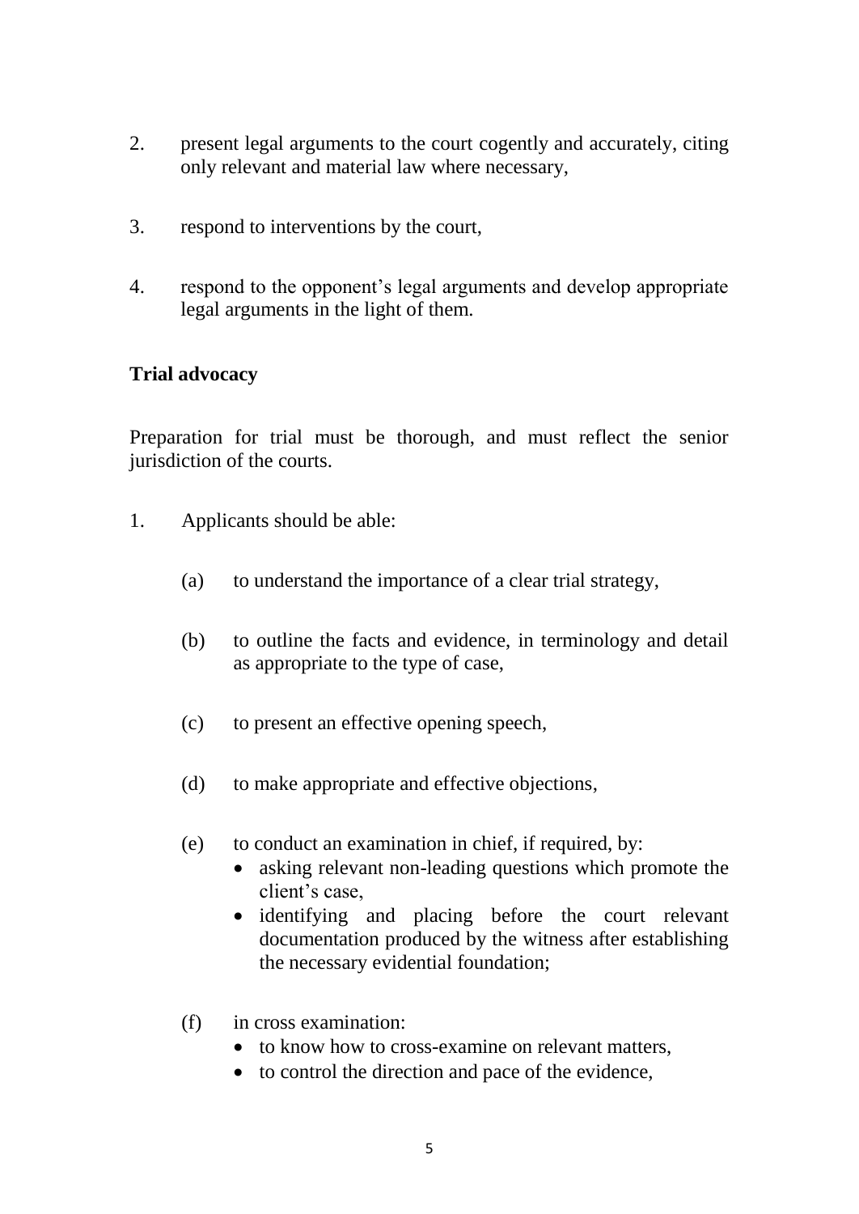2. present legal arguments to the court cogently and accurately, citing only relevant and material law where necessary,

3. respond to interventions by the court,

4. respond to the opponent's legal arguments and develop appropriate legal arguments in the light of them.

**Trial advocacy**

Preparation for trial must be thorough, and must reflect the senior jurisdiction of the courts.

1. Applicants should be able:

   (a) to understand the importance of a clear trial strategy,

   (b) to outline the facts and evidence, in terminology and detail as appropriate to the type of case,

   (c) to present an effective opening speech,

   (d) to make appropriate and effective objections,

   (e) to conduct an examination in chief, if required, by:
      - asking relevant non-leading questions which promote the client's case,
      - identifying and placing before the court relevant documentation produced by the witness after establishing the necessary evidential foundation;

   (f) in cross examination:
      - to know how to cross-examine on relevant matters,
      - to control the direction and pace of the evidence,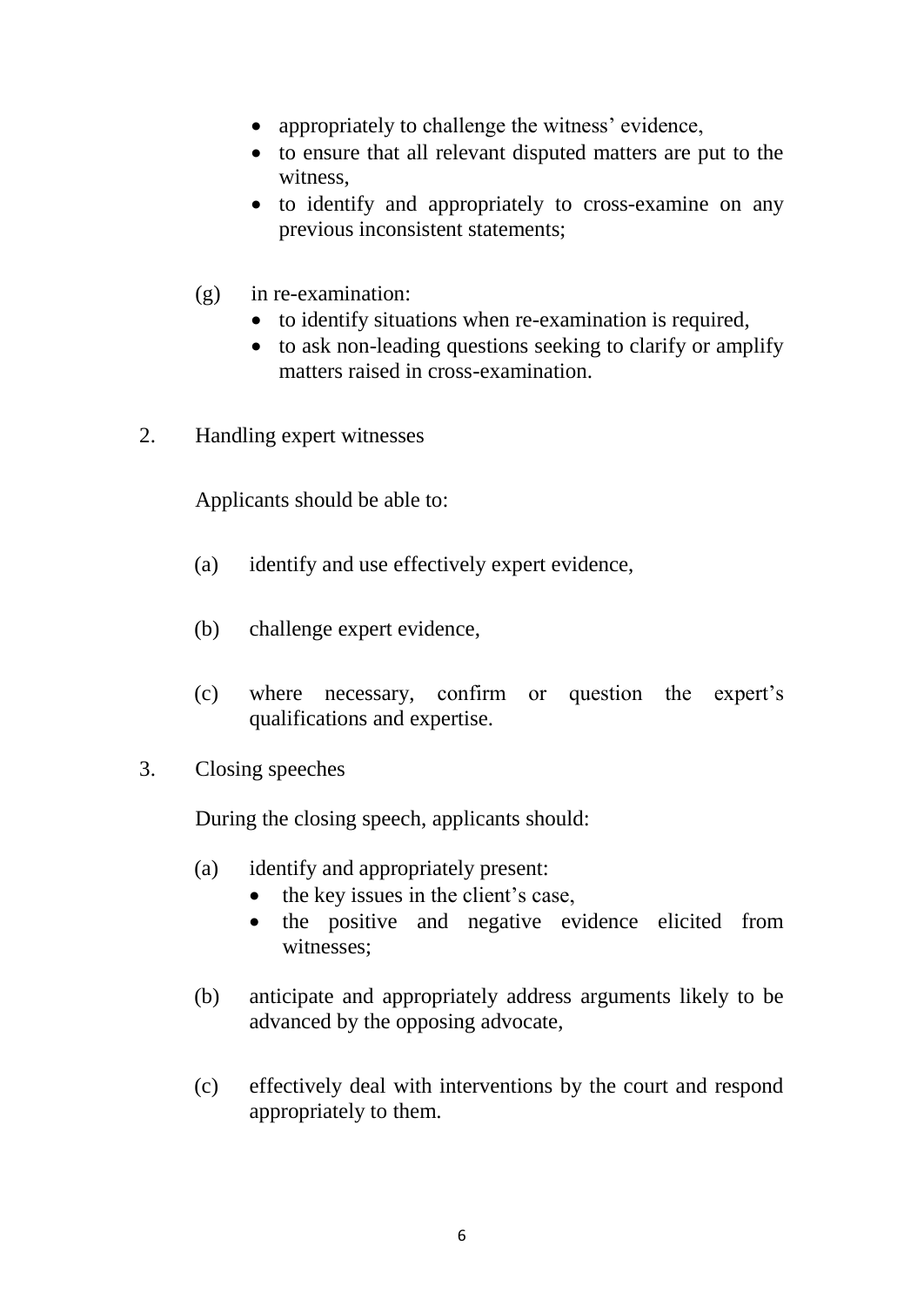- appropriately to challenge the witness' evidence,
- to ensure that all relevant disputed matters are put to the witness,
- to identify and appropriately to cross-examine on any previous inconsistent statements;

(g) in re-examination:

- to identify situations when re-examination is required,
- to ask non-leading questions seeking to clarify or amplify matters raised in cross-examination.

2. Handling expert witnesses

Applicants should be able to:

(a) identify and use effectively expert evidence,

(b) challenge expert evidence,

(c) where necessary, confirm or question the expert's qualifications and expertise.

3. Closing speeches

During the closing speech, applicants should:

(a) identify and appropriately present:

- the key issues in the client's case,
- the positive and negative evidence elicited from witnesses;

(b) anticipate and appropriately address arguments likely to be advanced by the opposing advocate,

(c) effectively deal with interventions by the court and respond appropriately to them.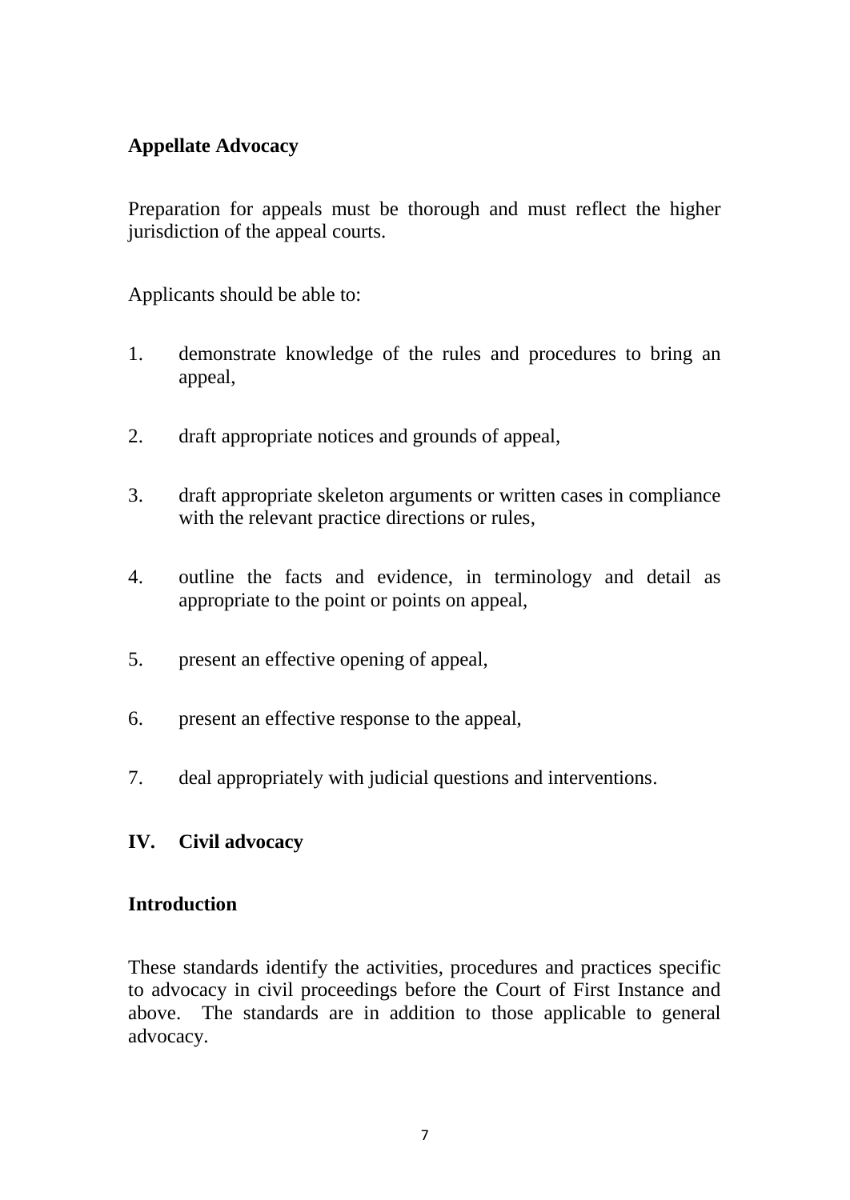**Appellate Advocacy**

Preparation for appeals must be thorough and must reflect the higher jurisdiction of the appeal courts.

Applicants should be able to:

1. demonstrate knowledge of the rules and procedures to bring an appeal,

2. draft appropriate notices and grounds of appeal,

3. draft appropriate skeleton arguments or written cases in compliance with the relevant practice directions or rules,

4. outline the facts and evidence, in terminology and detail as appropriate to the point or points on appeal,

5. present an effective opening of appeal,

6. present an effective response to the appeal,

7. deal appropriately with judicial questions and interventions.

## IV. Civil advocacy

### Introduction

These standards identify the activities, procedures and practices specific to advocacy in civil proceedings before the Court of First Instance and above. The standards are in addition to those applicable to general advocacy.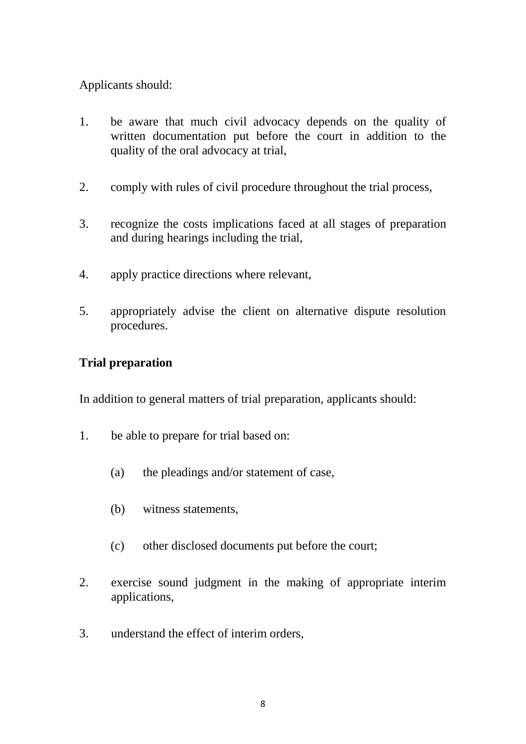Applicants should:

1. be aware that much civil advocacy depends on the quality of written documentation put before the court in addition to the quality of the oral advocacy at trial,

2. comply with rules of civil procedure throughout the trial process,

3. recognize the costs implications faced at all stages of preparation and during hearings including the trial,

4. apply practice directions where relevant,

5. appropriately advise the client on alternative dispute resolution procedures.

**Trial preparation**

In addition to general matters of trial preparation, applicants should:

1. be able to prepare for trial based on:

   (a) the pleadings and/or statement of case,

   (b) witness statements,

   (c) other disclosed documents put before the court;

2. exercise sound judgment in the making of appropriate interim applications,

3. understand the effect of interim orders,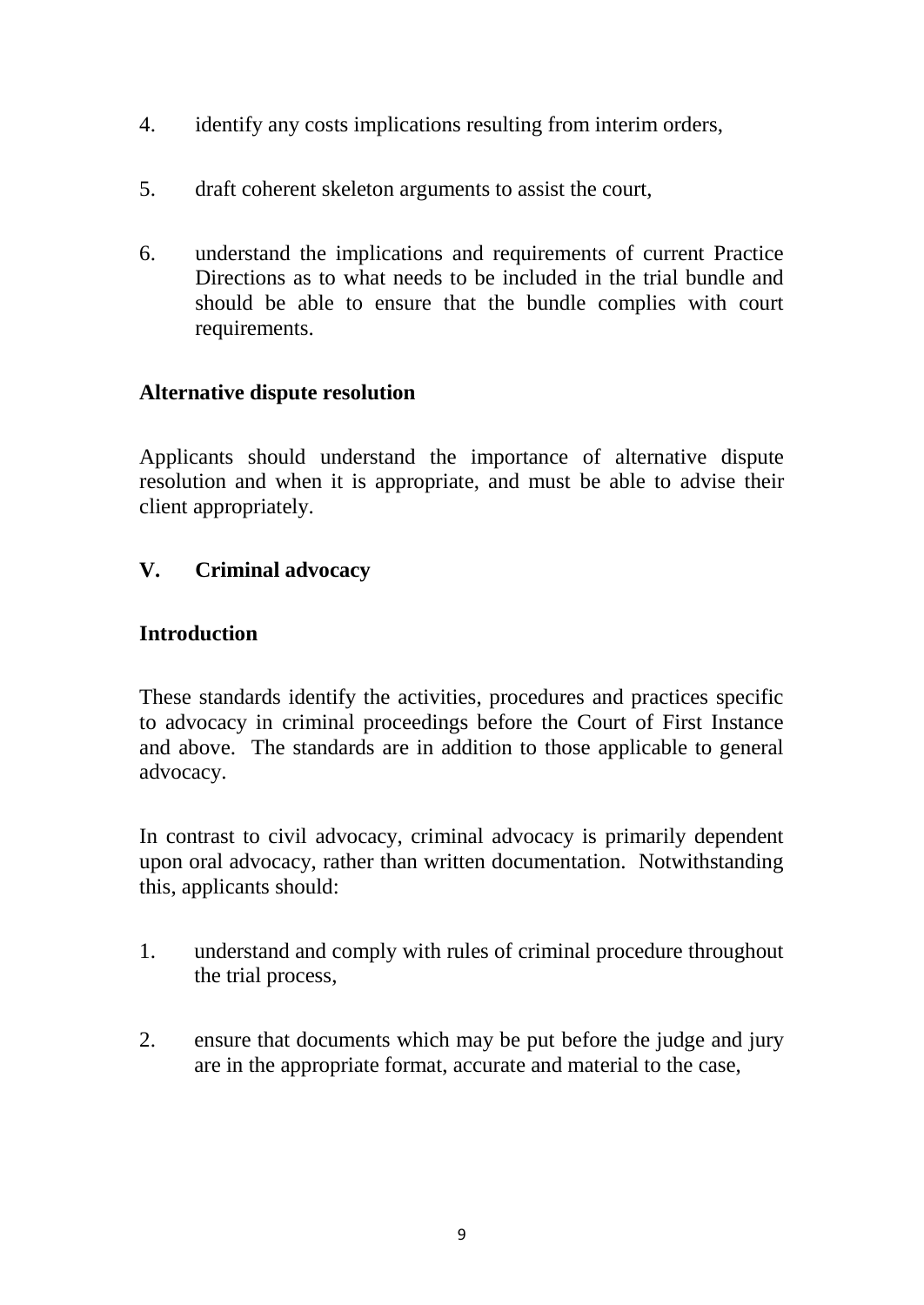4. identify any costs implications resulting from interim orders,

5. draft coherent skeleton arguments to assist the court,

6. understand the implications and requirements of current Practice Directions as to what needs to be included in the trial bundle and should be able to ensure that the bundle complies with court requirements.

**Alternative dispute resolution**

Applicants should understand the importance of alternative dispute resolution and when it is appropriate, and must be able to advise their client appropriately.

## V. Criminal advocacy

**Introduction**

These standards identify the activities, procedures and practices specific to advocacy in criminal proceedings before the Court of First Instance and above. The standards are in addition to those applicable to general advocacy.

In contrast to civil advocacy, criminal advocacy is primarily dependent upon oral advocacy, rather than written documentation. Notwithstanding this, applicants should:

1. understand and comply with rules of criminal procedure throughout the trial process,

2. ensure that documents which may be put before the judge and jury are in the appropriate format, accurate and material to the case,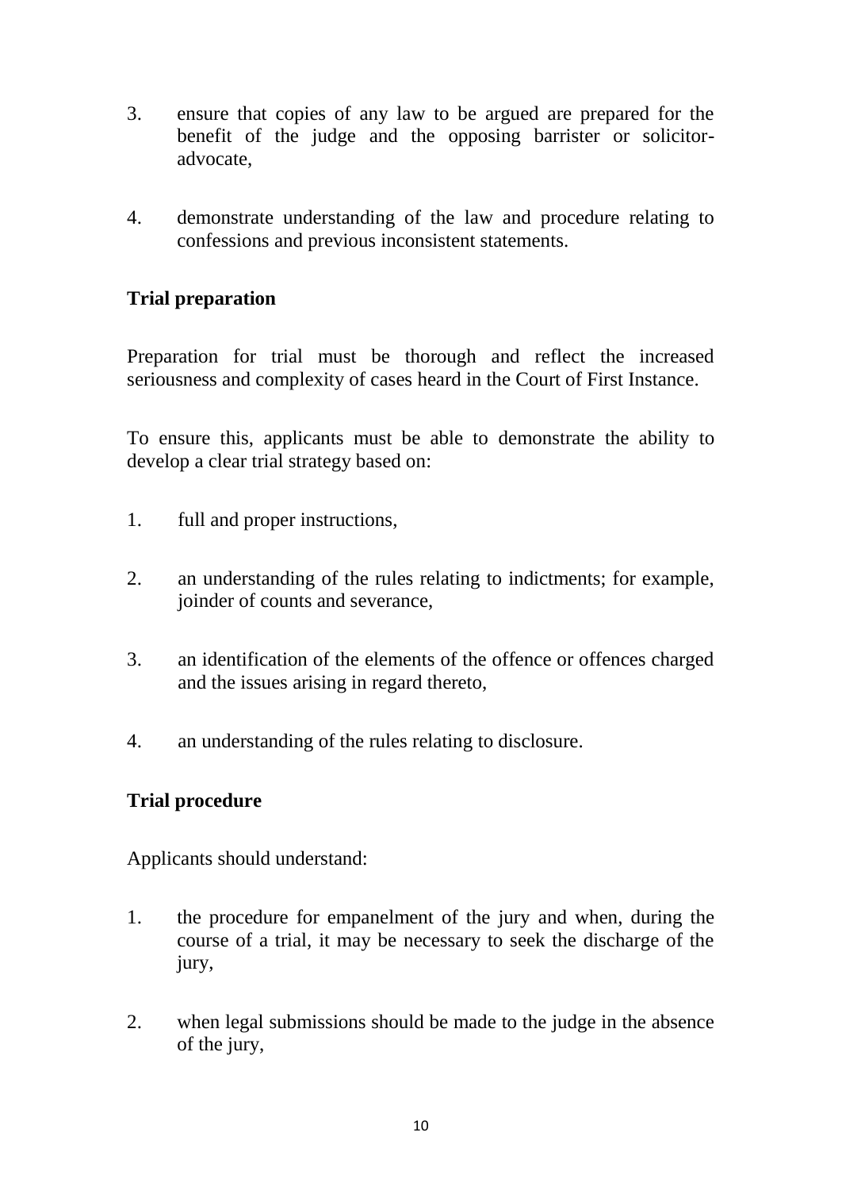3. ensure that copies of any law to be argued are prepared for the benefit of the judge and the opposing barrister or solicitor-advocate,

4. demonstrate understanding of the law and procedure relating to confessions and previous inconsistent statements.

**Trial preparation**

Preparation for trial must be thorough and reflect the increased seriousness and complexity of cases heard in the Court of First Instance.

To ensure this, applicants must be able to demonstrate the ability to develop a clear trial strategy based on:

1. full and proper instructions,

2. an understanding of the rules relating to indictments; for example, joinder of counts and severance,

3. an identification of the elements of the offence or offences charged and the issues arising in regard thereto,

4. an understanding of the rules relating to disclosure.

**Trial procedure**

Applicants should understand:

1. the procedure for empanelment of the jury and when, during the course of a trial, it may be necessary to seek the discharge of the jury,

2. when legal submissions should be made to the judge in the absence of the jury,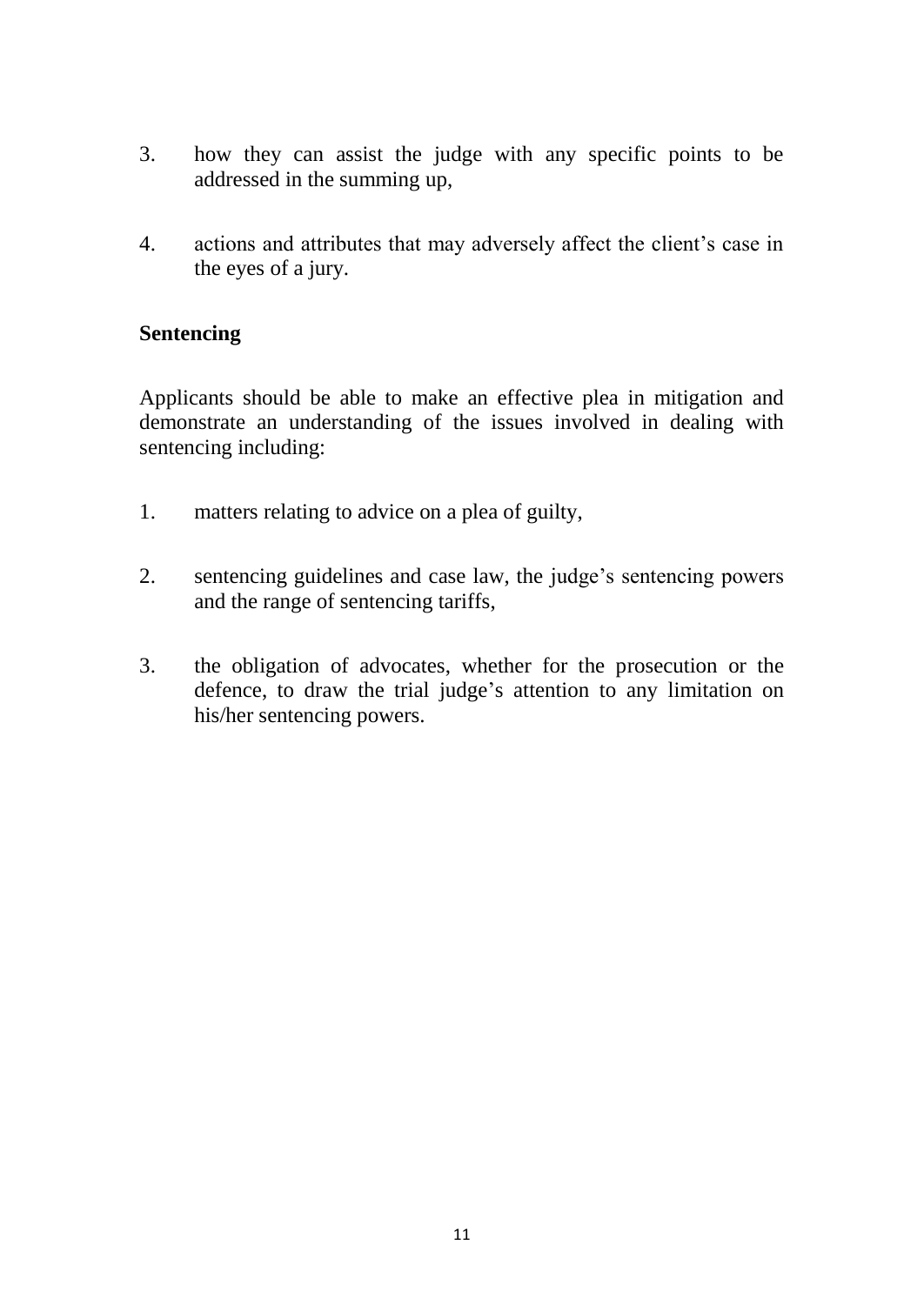3. how they can assist the judge with any specific points to be addressed in the summing up,

4. actions and attributes that may adversely affect the client's case in the eyes of a jury.

**Sentencing**

Applicants should be able to make an effective plea in mitigation and demonstrate an understanding of the issues involved in dealing with sentencing including:

1. matters relating to advice on a plea of guilty,

2. sentencing guidelines and case law, the judge's sentencing powers and the range of sentencing tariffs,

3. the obligation of advocates, whether for the prosecution or the defence, to draw the trial judge's attention to any limitation on his/her sentencing powers.